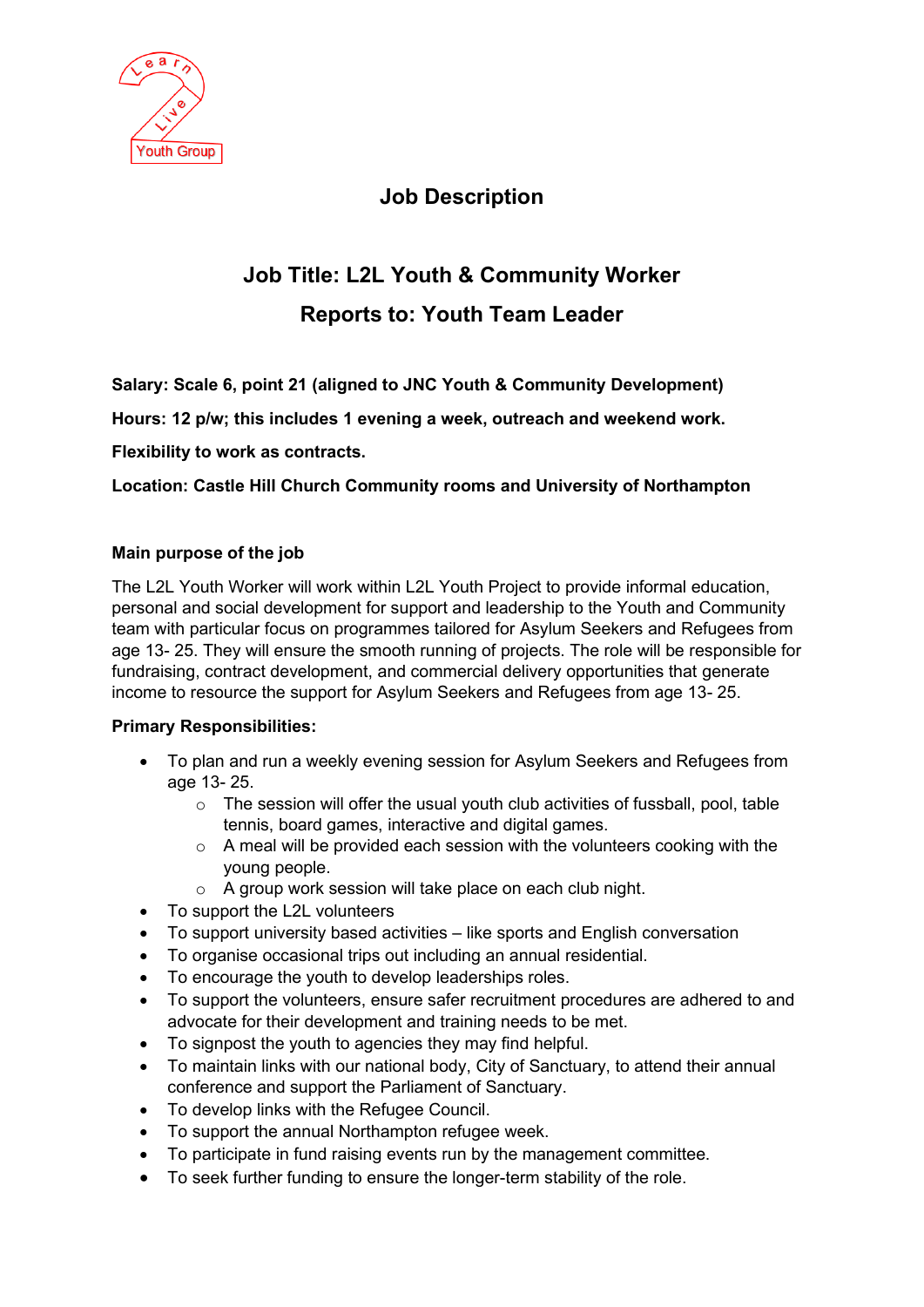# Job Description

## Job Title: L2L Youth & Community Worker

## Reports to: Youth Team Leader

**Salary: Scale 6, point 21 (aligned to JNC Youth & Community Development)**

**Hours: 12 p/w; this includes 1 evening a week, outreach and weekend work.**

**Flexibility to work as contracts.**

**Location: Castle Hill Church Community rooms and University of Northampton**

### Main purpose of the job

The L2L Youth Worker will work within L2L Youth Project to provide informal education, personal and social development for support and leadership to the Youth and Community team with particular focus on programmes tailored for Asylum Seekers and Refugees from age 13- 25. They will ensure the smooth running of projects. The role will be responsible for fundraising, contract development, and commercial delivery opportunities that generate income to resource the support for Asylum Seekers and Refugees from age 13- 25.

### Primary Responsibilities:

- To plan and run a weekly evening session for Asylum Seekers and Refugees from age 13- 25.
  - The session will offer the usual youth club activities of fussball, pool, table tennis, board games, interactive and digital games.
  - A meal will be provided each session with the volunteers cooking with the young people.
  - A group work session will take place on each club night.
- To support the L2L volunteers
- To support university based activities – like sports and English conversation
- To organise occasional trips out including an annual residential.
- To encourage the youth to develop leaderships roles.
- To support the volunteers, ensure safer recruitment procedures are adhered to and advocate for their development and training needs to be met.
- To signpost the youth to agencies they may find helpful.
- To maintain links with our national body, City of Sanctuary, to attend their annual conference and support the Parliament of Sanctuary.
- To develop links with the Refugee Council.
- To support the annual Northampton refugee week.
- To participate in fund raising events run by the management committee.
- To seek further funding to ensure the longer-term stability of the role.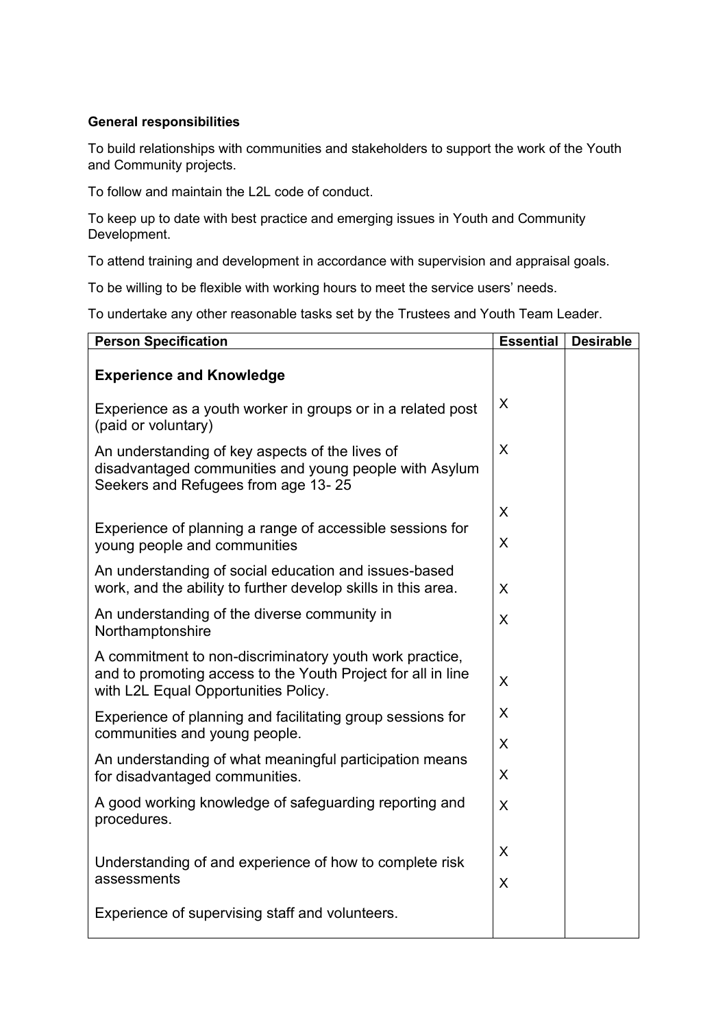**General responsibilities**

To build relationships with communities and stakeholders to support the work of the Youth and Community projects.

To follow and maintain the L2L code of conduct.

To keep up to date with best practice and emerging issues in Youth and Community Development.

To attend training and development in accordance with supervision and appraisal goals.

To be willing to be flexible with working hours to meet the service users' needs.

To undertake any other reasonable tasks set by the Trustees and Youth Team Leader.

| Person Specification | Essential | Desirable |
|---|---|---|
| **Experience and Knowledge** | | |
| Experience as a youth worker in groups or in a related post (paid or voluntary) | X | |
| An understanding of key aspects of the lives of disadvantaged communities and young people with Asylum Seekers and Refugees from age 13- 25 | X | |
| Experience of planning a range of accessible sessions for young people and communities | X | |
| An understanding of social education and issues-based work, and the ability to further develop skills in this area. | X | |
| An understanding of the diverse community in Northamptonshire | X | |
| A commitment to non-discriminatory youth work practice, and to promoting access to the Youth Project for all in line with L2L Equal Opportunities Policy. | X | |
| Experience of planning and facilitating group sessions for communities and young people. | X | |
| An understanding of what meaningful participation means for disadvantaged communities. | X | |
| A good working knowledge of safeguarding reporting and procedures. | X | |
| Understanding of and experience of how to complete risk assessments | X | |
| Experience of supervising staff and volunteers. | X | |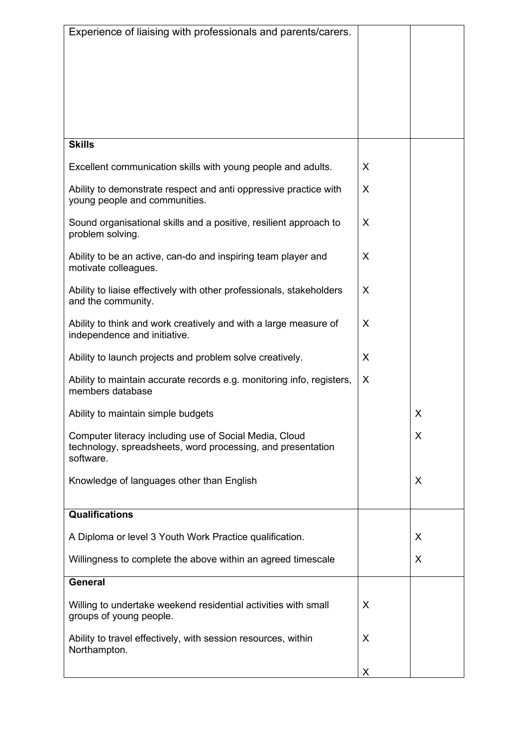| | | |
|---|---|---|
| Experience of liaising with professionals and parents/carers. | | |
| **Skills** | | |
| Excellent communication skills with young people and adults. | X | |
| Ability to demonstrate respect and anti oppressive practice with young people and communities. | X | |
| Sound organisational skills and a positive, resilient approach to problem solving. | X | |
| Ability to be an active, can-do and inspiring team player and motivate colleagues. | X | |
| Ability to liaise effectively with other professionals, stakeholders and the community. | X | |
| Ability to think and work creatively and with a large measure of independence and initiative. | X | |
| Ability to launch projects and problem solve creatively. | X | |
| Ability to maintain accurate records e.g. monitoring info, registers, members database | X | |
| Ability to maintain simple budgets | | X |
| Computer literacy including use of Social Media, Cloud technology, spreadsheets, word processing, and presentation software. | | X |
| Knowledge of languages other than English | | X |
| **Qualifications** | | |
| A Diploma or level 3 Youth Work Practice qualification. | | X |
| Willingness to complete the above within an agreed timescale | | X |
| **General** | | |
| Willing to undertake weekend residential activities with small groups of young people. | X | |
| Ability to travel effectively, with session resources, within Northampton. | X | |
| | X | |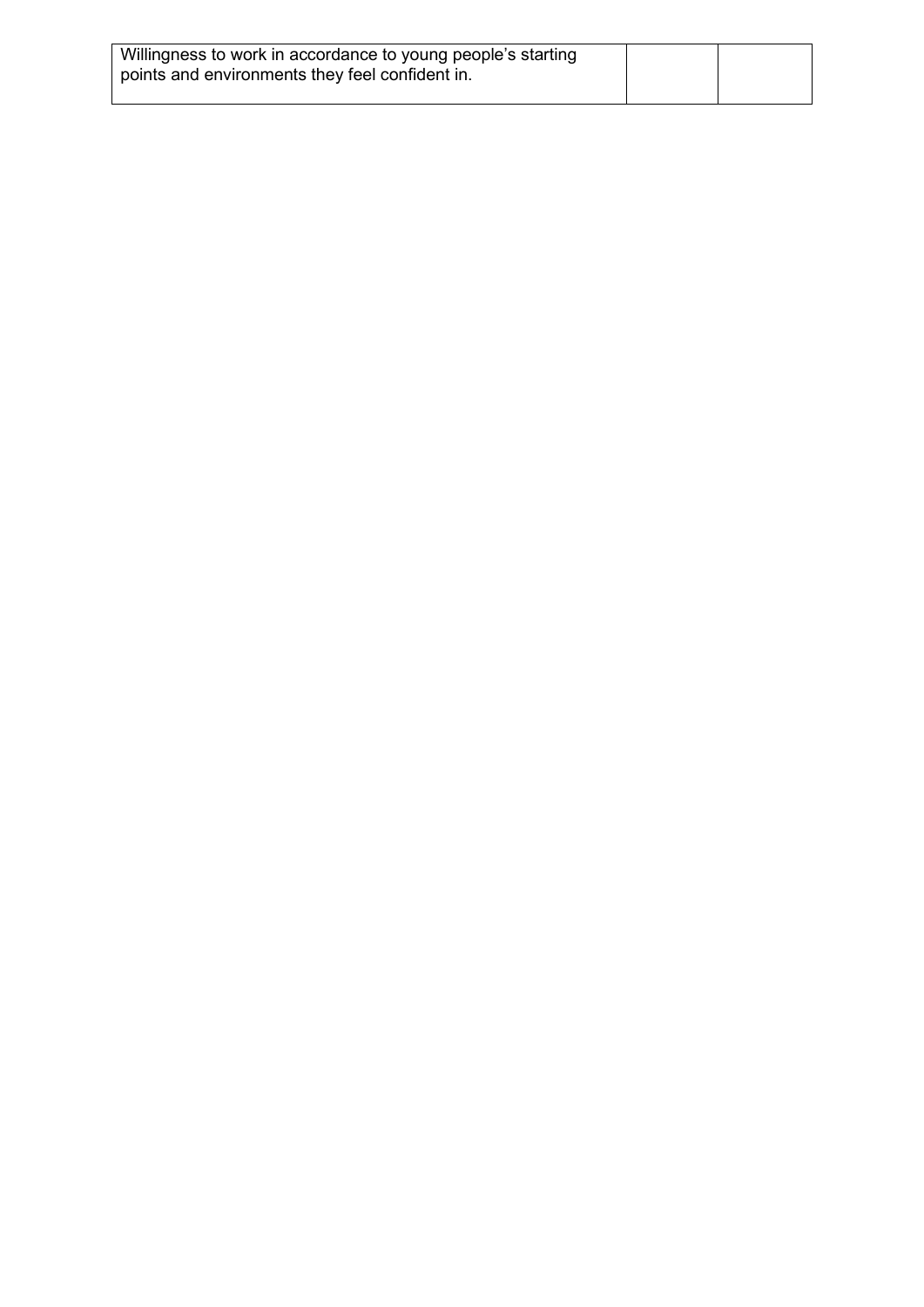| | | |
|---|---|---|
| Willingness to work in accordance to young people’s starting points and environments they feel confident in. | | |